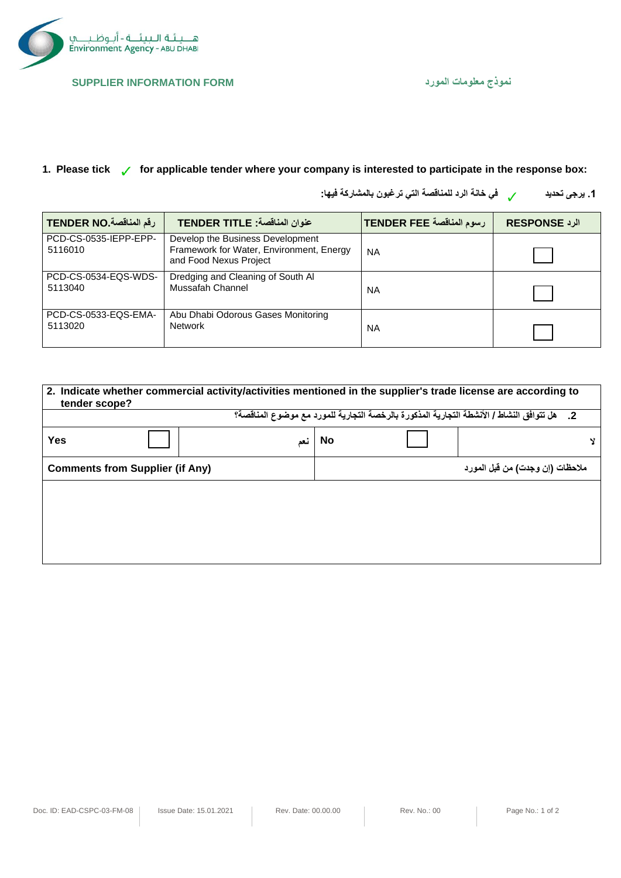هـيـئـة الـبـيـئـة - أبـوظـبـي
Environment Agency - ABU DHABI

**SUPPLIER INFORMATION FORM** — **نموذج معلومات المورد**

**1. Please tick ✓ for applicable tender where your company is interested to participate in the response box:**

**1. يرجى تحديد ✓ في خانة الرد للمناقصة التي ترغبون بالمشاركة فيها:**

| TENDER NO.رقم المناقصة | TENDER TITLE :عنوان المناقصة | TENDER FEE رسوم المناقصة | RESPONSE الرد |
|---|---|---|---|
| PCD-CS-0535-IEPP-EPP-5116010 | Develop the Business Development Framework for Water, Environment, Energy and Food Nexus Project | NA | ☐ |
| PCD-CS-0534-EQS-WDS-5113040 | Dredging and Cleaning of South Al Mussafah Channel | NA | ☐ |
| PCD-CS-0533-EQS-EMA-5113020 | Abu Dhabi Odorous Gases Monitoring Network | NA | ☐ |

**2. Indicate whether commercial activity/activities mentioned in the supplier's trade license are according to tender scope?**

**2. هل تتوافق النشاط / الأنشطة التجارية المذكورة بالرخصة التجارية للمورد مع موضوع المناقصة؟**

| Yes ☐ | نعم | No ☐ | لا |
|---|---|---|---|

| Comments from Supplier (if Any) | ملاحظات (إن وجدت) من قبل المورد |
|---|---|
| | |

Doc. ID: EAD-CSPC-03-FM-08 | Issue Date: 15.01.2021 | Rev. Date: 00.00.00 | Rev. No.: 00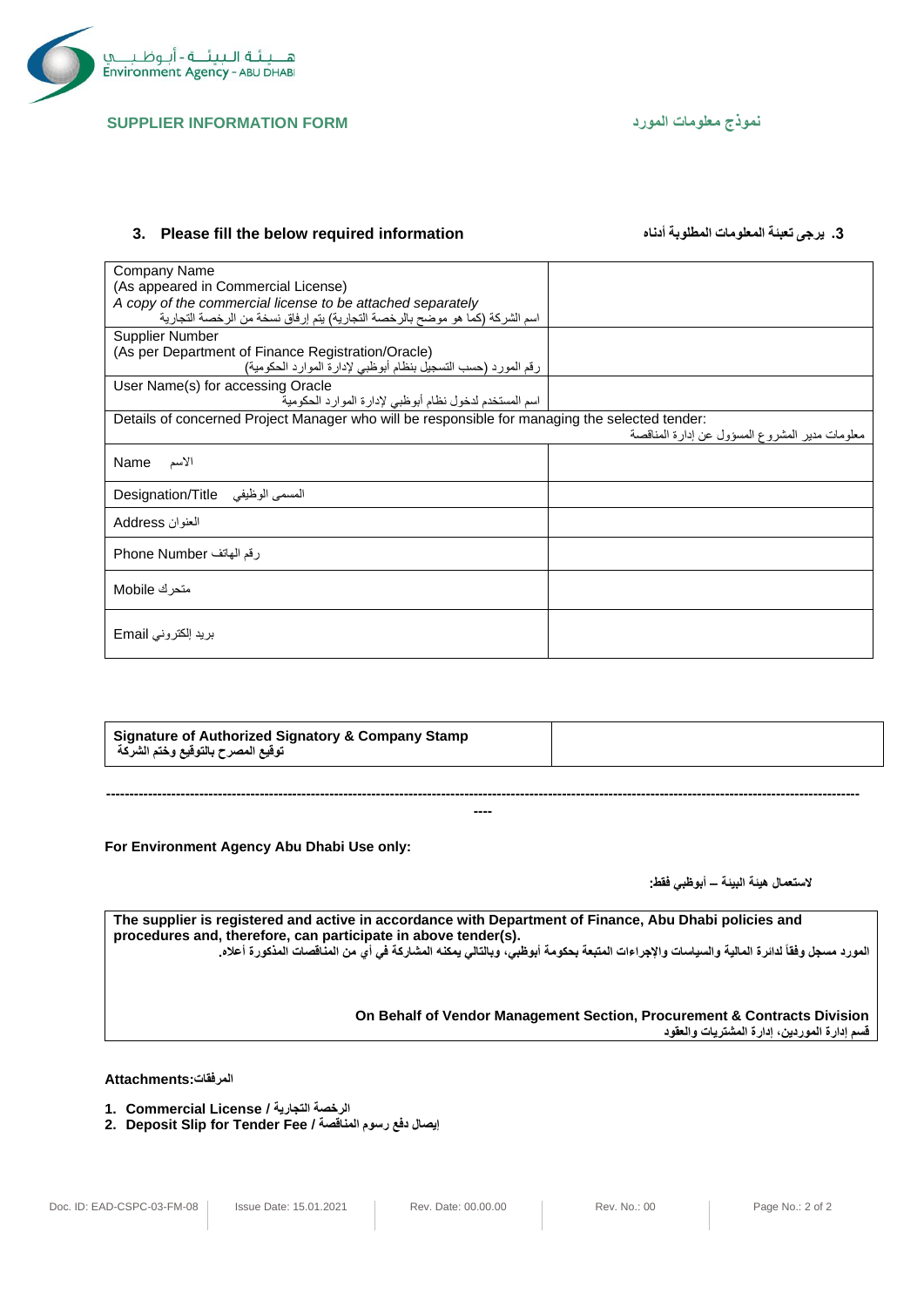**SUPPLIER INFORMATION FORM** **نموذج معلومات المورد**

### 3. Please fill the below required information

**3. يرجى تعبئة المعلومات المطلوبة أدناه**

| | |
|---|---|
| Company Name<br>(As appeared in Commercial License)<br>*A copy of the commercial license to be attached separately*<br>اسم الشركة (كما هو موضح بالرخصة التجارية) يتم إرفاق نسخة من الرخصة التجارية | |
| Supplier Number<br>(As per Department of Finance Registration/Oracle)<br>رقم المورد (حسب التسجيل بنظام أبوظبي لإدارة الموارد الحكومية) | |
| User Name(s) for accessing Oracle<br>اسم المستخدم لدخول نظام أبوظبي لإدارة الموارد الحكومية | |
| Details of concerned Project Manager who will be responsible for managing the selected tender:<br>معلومات مدير المشروع المسؤول عن إدارة المناقصة | |
| Name الاسم | |
| Designation/Title المسمى الوظيفي | |
| Address العنوان | |
| Phone Number رقم الهاتف | |
| Mobile متحرك | |
| Email بريد إلكتروني | |

| | |
|---|---|
| **Signature of Authorized Signatory & Company Stamp**<br>**توقيع المصرح بالتوقيع وختم الشركة** | |

---

**For Environment Agency Abu Dhabi Use only:**

**لاستعمال هيئة البيئة – أبوظبي فقط:**

| |
|---|
| **The supplier is registered and active in accordance with Department of Finance, Abu Dhabi policies and procedures and, therefore, can participate in above tender(s).**<br>**المورد مسجل وفقاً لدائرة المالية والسياسات والإجراءات المتبعة بحكومة أبوظبي، وبالتالي يمكنه المشاركة في أي من المناقصات المذكورة أعلاه.**<br><br>**On Behalf of Vendor Management Section, Procurement & Contracts Division**<br>**قسم إدارة الموردين، إدارة المشتريات والعقود** |

**Attachments:المرفقات**

1. **Commercial License / الرخصة التجارية**
2. **Deposit Slip for Tender Fee / إيصال دفع رسوم المناقصة**

Doc. ID: EAD-CSPC-03-FM-08 | Issue Date: 15.01.2021 | Rev. Date: 00.00.00 | Rev. No.: 00